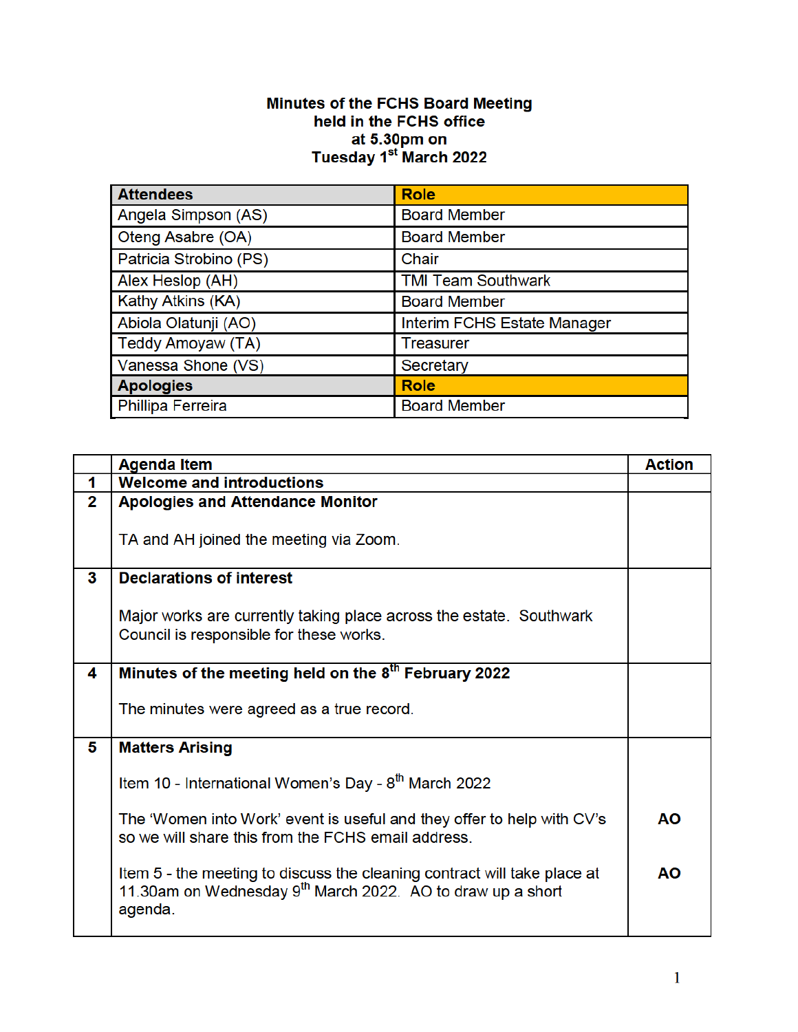**Minutes of the FCHS Board Meeting held in the FCHS office at 5.30pm on Tuesday 1st March 2022**

| Attendees | Role |
|---|---|
| Angela Simpson (AS) | Board Member |
| Oteng Asabre (OA) | Board Member |
| Patricia Strobino (PS) | Chair |
| Alex Heslop (AH) | TMI Team Southwark |
| Kathy Atkins (KA) | Board Member |
| Abiola Olatunji (AO) | Interim FCHS Estate Manager |
| Teddy Amoyaw (TA) | Treasurer |
| Vanessa Shone (VS) | Secretary |
| **Apologies** | **Role** |
| Phillipa Ferreira | Board Member |

| | Agenda Item | Action |
|---|---|---|
| 1 | **Welcome and introductions** | |
| 2 | **Apologies and Attendance Monitor**<br><br>TA and AH joined the meeting via Zoom. | |
| 3 | **Declarations of interest**<br><br>Major works are currently taking place across the estate. Southwark Council is responsible for these works. | |
| 4 | **Minutes of the meeting held on the 8th February 2022**<br><br>The minutes were agreed as a true record. | |
| 5 | **Matters Arising**<br><br>Item 10 - International Women's Day - 8th March 2022<br><br>The 'Women into Work' event is useful and they offer to help with CV's so we will share this from the FCHS email address.<br><br>Item 5 - the meeting to discuss the cleaning contract will take place at 11.30am on Wednesday 9th March 2022. AO to draw up a short agenda. | <br><br><br><br>**AO**<br><br><br>**AO** |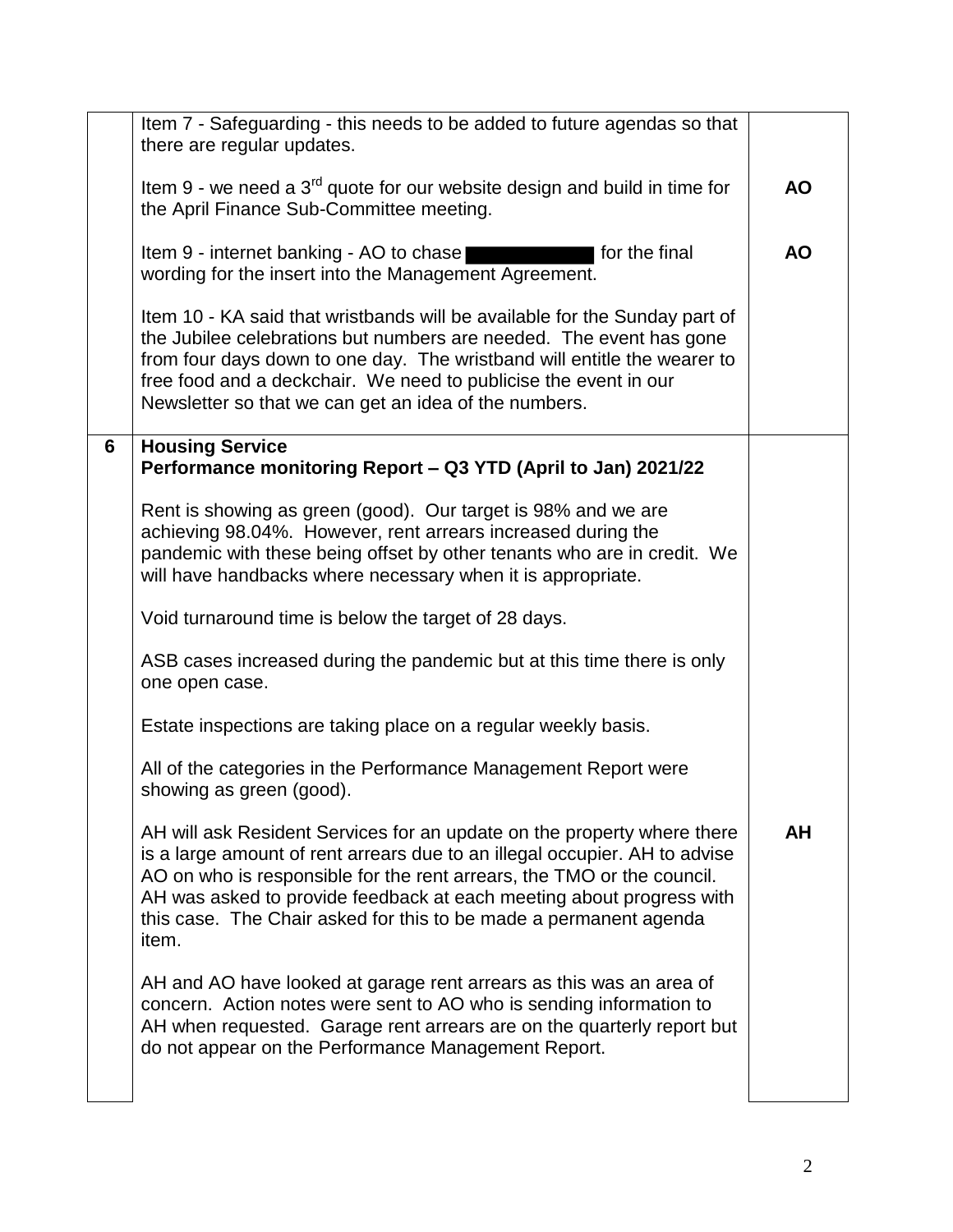| | | |
|---|---|---|
| | Item 7 - Safeguarding - this needs to be added to future agendas so that there are regular updates.<br><br>Item 9 - we need a 3rd quote for our website design and build in time for the April Finance Sub-Committee meeting.<br><br>Item 9 - internet banking - AO to chase [redacted] for the final wording for the insert into the Management Agreement.<br><br>Item 10 - KA said that wristbands will be available for the Sunday part of the Jubilee celebrations but numbers are needed. The event has gone from four days down to one day. The wristband will entitle the wearer to free food and a deckchair. We need to publicise the event in our Newsletter so that we can get an idea of the numbers. | <br><br>**AO**<br><br>**AO** |
| **6** | **Housing Service**<br>**Performance monitoring Report – Q3 YTD (April to Jan) 2021/22**<br><br>Rent is showing as green (good). Our target is 98% and we are achieving 98.04%. However, rent arrears increased during the pandemic with these being offset by other tenants who are in credit. We will have handbacks where necessary when it is appropriate.<br><br>Void turnaround time is below the target of 28 days.<br><br>ASB cases increased during the pandemic but at this time there is only one open case.<br><br>Estate inspections are taking place on a regular weekly basis.<br><br>All of the categories in the Performance Management Report were showing as green (good).<br><br>AH will ask Resident Services for an update on the property where there is a large amount of rent arrears due to an illegal occupier. AH to advise AO on who is responsible for the rent arrears, the TMO or the council. AH was asked to provide feedback at each meeting about progress with this case. The Chair asked for this to be made a permanent agenda item.<br><br>AH and AO have looked at garage rent arrears as this was an area of concern. Action notes were sent to AO who is sending information to AH when requested. Garage rent arrears are on the quarterly report but do not appear on the Performance Management Report. | <br><br><br><br><br><br><br><br><br><br><br><br>**AH** |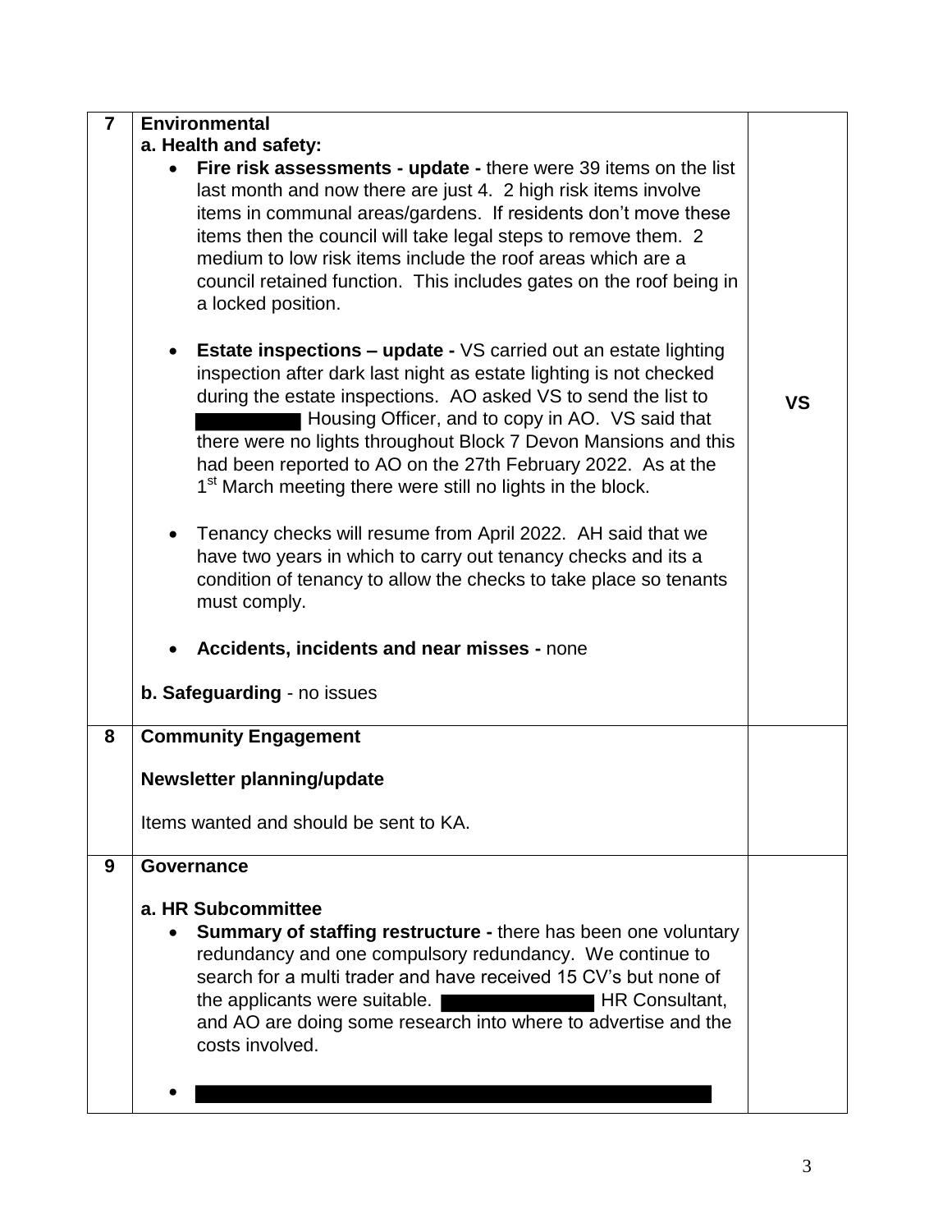| | | |
|---|---|---|
| **7** | **Environmental**<br>**a. Health and safety:**<br>• **Fire risk assessments - update -** there were 39 items on the list last month and now there are just 4. 2 high risk items involve items in communal areas/gardens. If residents don't move these items then the council will take legal steps to remove them. 2 medium to low risk items include the roof areas which are a council retained function. This includes gates on the roof being in a locked position.<br><br>• **Estate inspections – update -** VS carried out an estate lighting inspection after dark last night as estate lighting is not checked during the estate inspections. AO asked VS to send the list to [REDACTED] Housing Officer, and to copy in AO. VS said that there were no lights throughout Block 7 Devon Mansions and this had been reported to AO on the 27th February 2022. As at the 1st March meeting there were still no lights in the block.<br><br>• Tenancy checks will resume from April 2022. AH said that we have two years in which to carry out tenancy checks and its a condition of tenancy to allow the checks to take place so tenants must comply.<br><br>• **Accidents, incidents and near misses -** none<br><br>**b. Safeguarding** - no issues | **VS** |
| **8** | **Community Engagement**<br><br>**Newsletter planning/update**<br><br>Items wanted and should be sent to KA. | |
| **9** | **Governance**<br><br>**a. HR Subcommittee**<br>• **Summary of staffing restructure -** there has been one voluntary redundancy and one compulsory redundancy. We continue to search for a multi trader and have received 15 CV's but none of the applicants were suitable. [REDACTED] HR Consultant, and AO are doing some research into where to advertise and the costs involved.<br><br>• [REDACTED] | |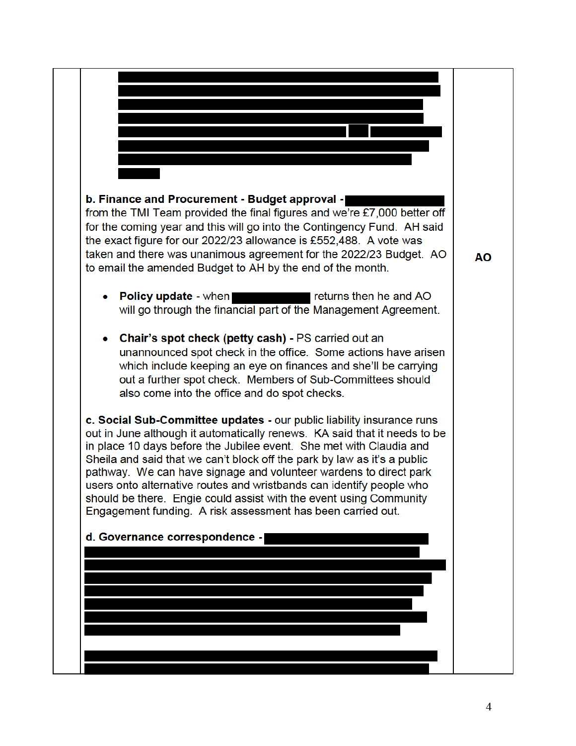| | | |
|---|---|---|
| | [redacted]<br><br>**b. Finance and Procurement - Budget approval -** [redacted] from the TMI Team provided the final figures and we're £7,000 better off for the coming year and this will go into the Contingency Fund. AH said the exact figure for our 2022/23 allowance is £552,488. A vote was taken and there was unanimous agreement for the 2022/23 Budget. AO to email the amended Budget to AH by the end of the month.<br><br>• **Policy update** - when [redacted] returns then he and AO will go through the financial part of the Management Agreement.<br><br>• **Chair's spot check (petty cash) -** PS carried out an unannounced spot check in the office. Some actions have arisen which include keeping an eye on finances and she'll be carrying out a further spot check. Members of Sub-Committees should also come into the office and do spot checks.<br><br>**c. Social Sub-Committee updates -** our public liability insurance runs out in June although it automatically renews. KA said that it needs to be in place 10 days before the Jubilee event. She met with Claudia and Sheila and said that we can't block off the park by law as it's a public pathway. We can have signage and volunteer wardens to direct park users onto alternative routes and wristbands can identify people who should be there. Engie could assist with the event using Community Engagement funding. A risk assessment has been carried out.<br><br>**d. Governance correspondence -** [redacted] | **AO** |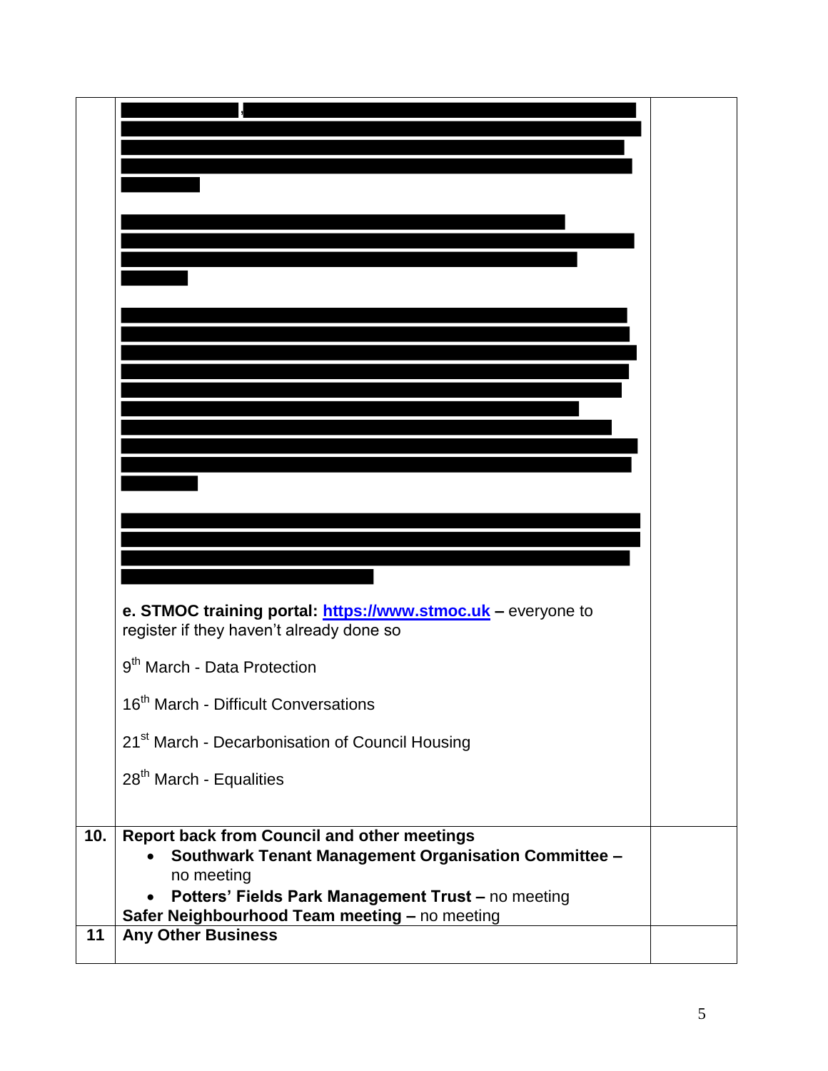| | | |
|---|---|---|
| | [REDACTED]<br><br>[REDACTED]<br><br>[REDACTED]<br><br>[REDACTED]<br><br>**e. STMOC training portal: https://www.stmoc.uk –** everyone to register if they haven't already done so<br><br>9th March - Data Protection<br><br>16th March - Difficult Conversations<br><br>21st March - Decarbonisation of Council Housing<br><br>28th March - Equalities | |
| **10.** | **Report back from Council and other meetings**<br>• **Southwark Tenant Management Organisation Committee –** no meeting<br>• **Potters' Fields Park Management Trust –** no meeting<br>**Safer Neighbourhood Team meeting –** no meeting | |
| **11** | **Any Other Business** | |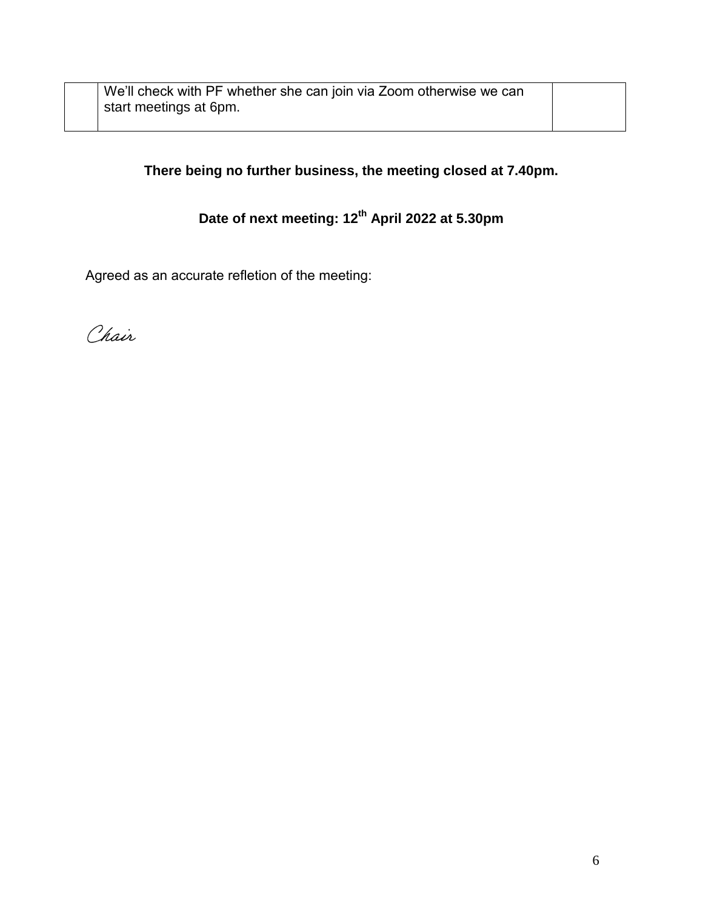| | | |
|---|---|---|
| | We'll check with PF whether she can join via Zoom otherwise we can start meetings at 6pm. | |

**There being no further business, the meeting closed at 7.40pm.**

**Date of next meeting: 12th April 2022 at 5.30pm**

Agreed as an accurate refletion of the meeting:

Chair